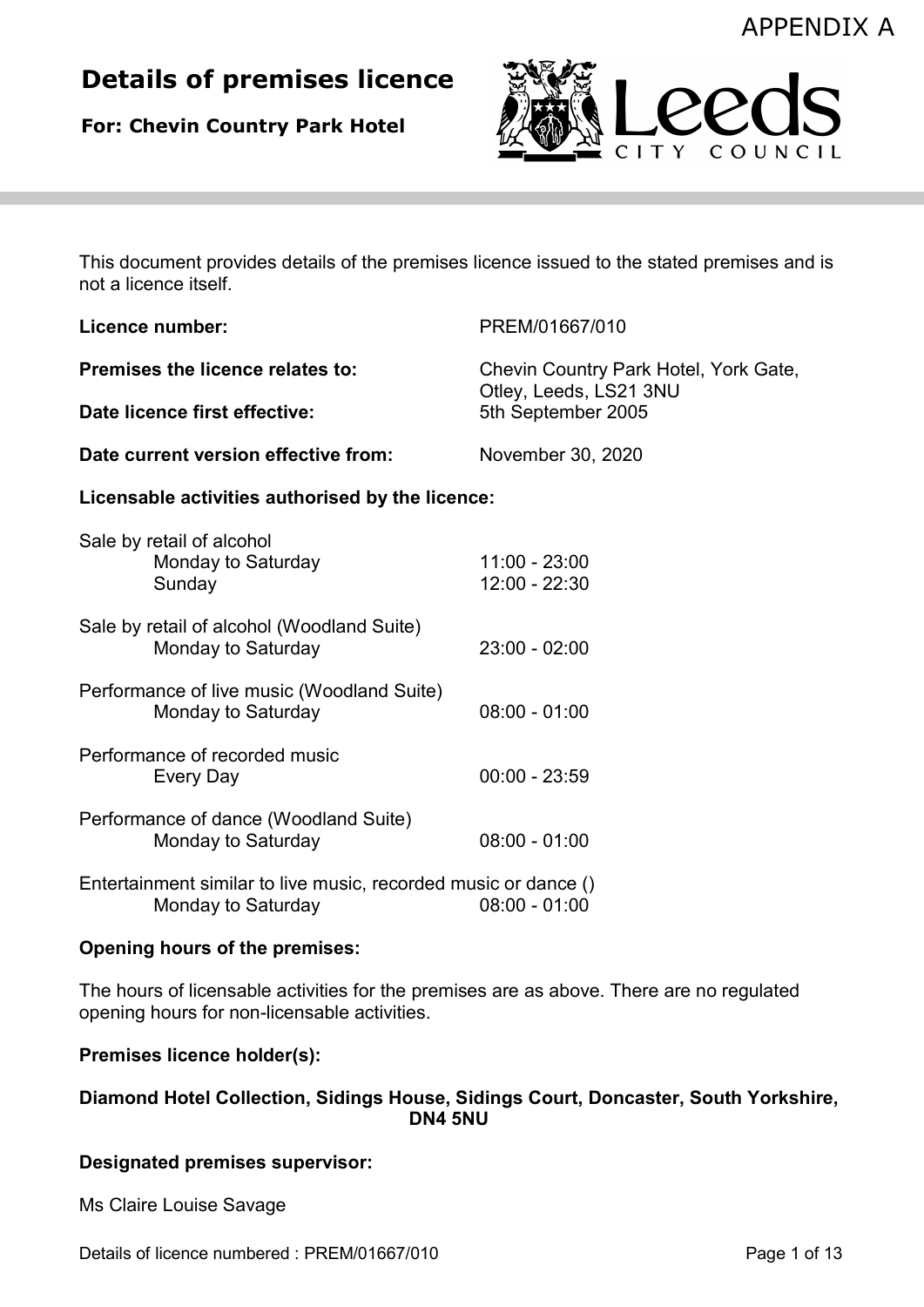APPENDIX A

# Details of premises licence

**For: Chevin Country Park Hotel**

This document provides details of the premises licence issued to the stated premises and is not a licence itself.

| | |
|---|---|
| **Licence number:** | PREM/01667/010 |
| **Premises the licence relates to:** | Chevin Country Park Hotel, York Gate, Otley, Leeds, LS21 3NU |
| **Date licence first effective:** | 5th September 2005 |
| **Date current version effective from:** | November 30, 2020 |

### Licensable activities authorised by the licence:

Sale by retail of alcohol

| | |
|---|---|
| Monday to Saturday | 11:00 - 23:00 |
| Sunday | 12:00 - 22:30 |

Sale by retail of alcohol (Woodland Suite)

| | |
|---|---|
| Monday to Saturday | 23:00 - 02:00 |

Performance of live music (Woodland Suite)

| | |
|---|---|
| Monday to Saturday | 08:00 - 01:00 |

Performance of recorded music

| | |
|---|---|
| Every Day | 00:00 - 23:59 |

Performance of dance (Woodland Suite)

| | |
|---|---|
| Monday to Saturday | 08:00 - 01:00 |

Entertainment similar to live music, recorded music or dance ()

| | |
|---|---|
| Monday to Saturday | 08:00 - 01:00 |

### Opening hours of the premises:

The hours of licensable activities for the premises are as above. There are no regulated opening hours for non-licensable activities.

### Premises licence holder(s):

**Diamond Hotel Collection, Sidings House, Sidings Court, Doncaster, South Yorkshire, DN4 5NU**

### Designated premises supervisor:

Ms Claire Louise Savage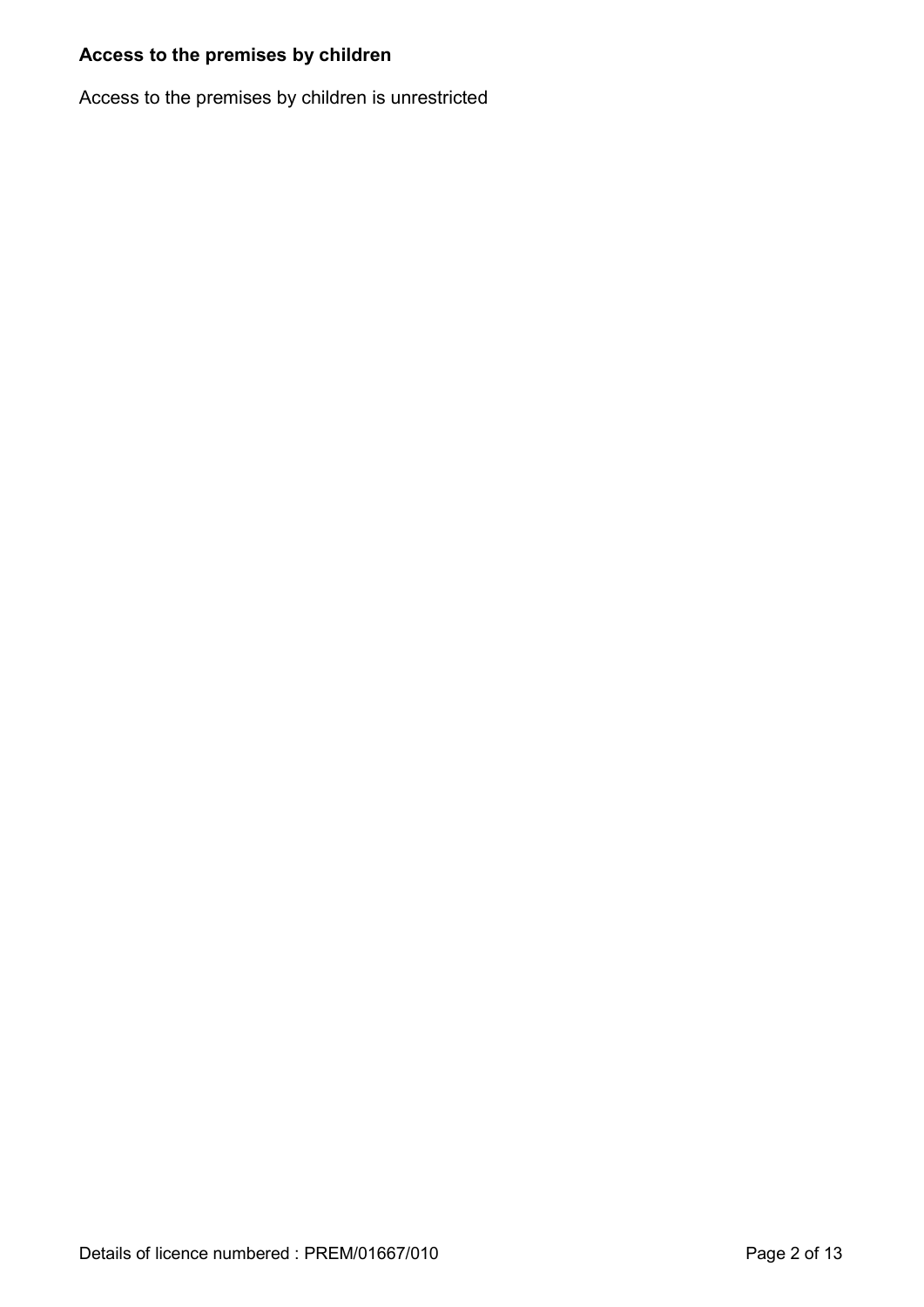**Access to the premises by children**

Access to the premises by children is unrestricted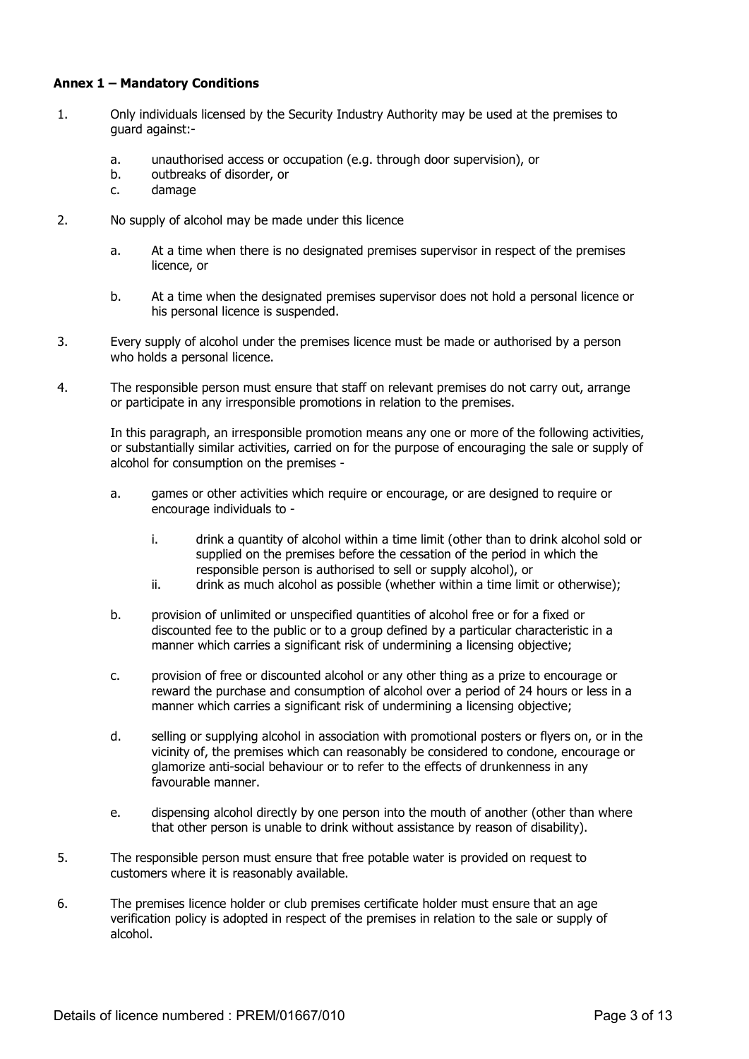**Annex 1 – Mandatory Conditions**

1. Only individuals licensed by the Security Industry Authority may be used at the premises to guard against:-

    a. unauthorised access or occupation (e.g. through door supervision), or
    b. outbreaks of disorder, or
    c. damage

2. No supply of alcohol may be made under this licence

    a. At a time when there is no designated premises supervisor in respect of the premises licence, or

    b. At a time when the designated premises supervisor does not hold a personal licence or his personal licence is suspended.

3. Every supply of alcohol under the premises licence must be made or authorised by a person who holds a personal licence.

4. The responsible person must ensure that staff on relevant premises do not carry out, arrange or participate in any irresponsible promotions in relation to the premises.

    In this paragraph, an irresponsible promotion means any one or more of the following activities, or substantially similar activities, carried on for the purpose of encouraging the sale or supply of alcohol for consumption on the premises -

    a. games or other activities which require or encourage, or are designed to require or encourage individuals to -

        i. drink a quantity of alcohol within a time limit (other than to drink alcohol sold or supplied on the premises before the cessation of the period in which the responsible person is authorised to sell or supply alcohol), or
        ii. drink as much alcohol as possible (whether within a time limit or otherwise);

    b. provision of unlimited or unspecified quantities of alcohol free or for a fixed or discounted fee to the public or to a group defined by a particular characteristic in a manner which carries a significant risk of undermining a licensing objective;

    c. provision of free or discounted alcohol or any other thing as a prize to encourage or reward the purchase and consumption of alcohol over a period of 24 hours or less in a manner which carries a significant risk of undermining a licensing objective;

    d. selling or supplying alcohol in association with promotional posters or flyers on, or in the vicinity of, the premises which can reasonably be considered to condone, encourage or glamorize anti-social behaviour or to refer to the effects of drunkenness in any favourable manner.

    e. dispensing alcohol directly by one person into the mouth of another (other than where that other person is unable to drink without assistance by reason of disability).

5. The responsible person must ensure that free potable water is provided on request to customers where it is reasonably available.

6. The premises licence holder or club premises certificate holder must ensure that an age verification policy is adopted in respect of the premises in relation to the sale or supply of alcohol.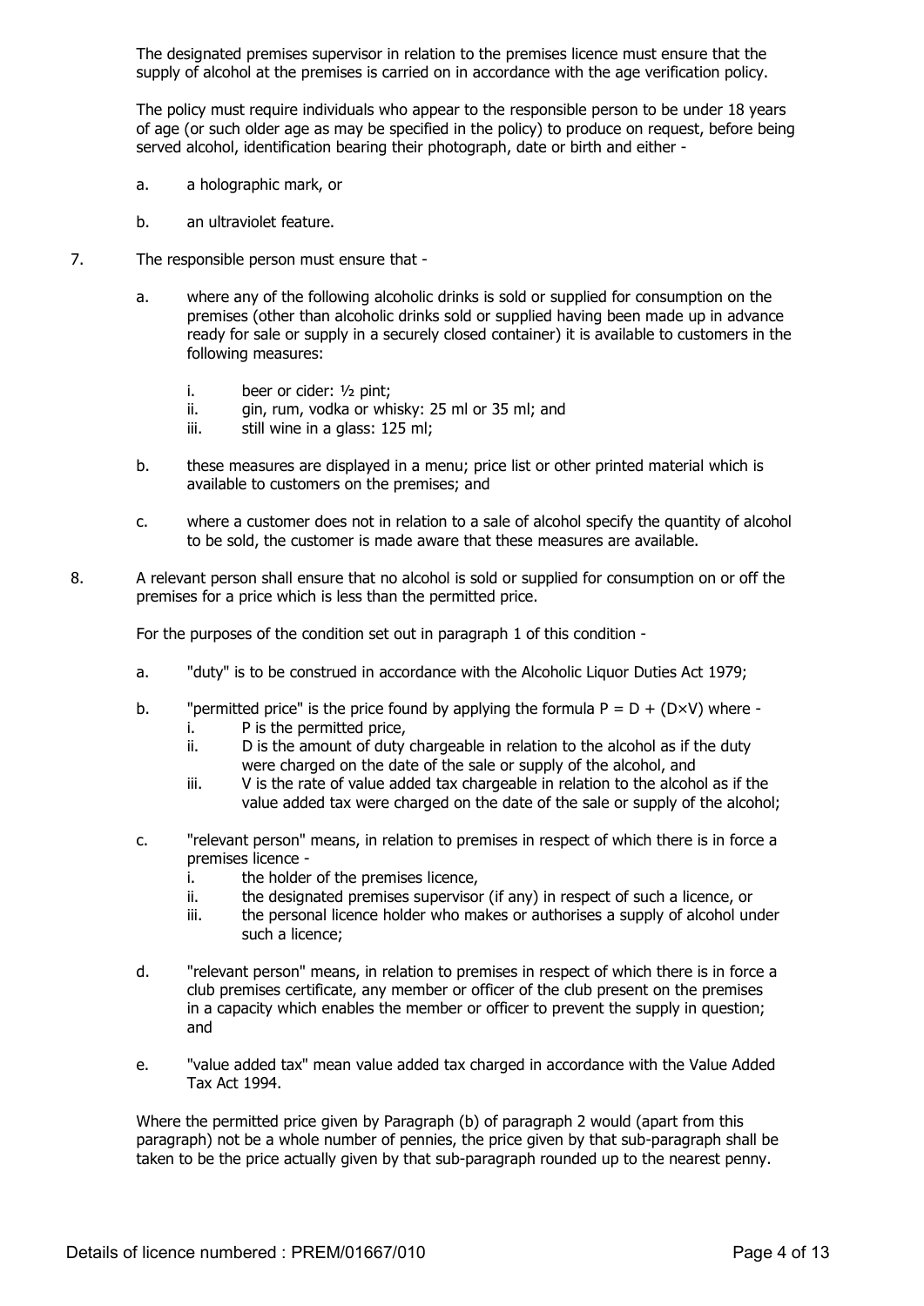The designated premises supervisor in relation to the premises licence must ensure that the supply of alcohol at the premises is carried on in accordance with the age verification policy.

The policy must require individuals who appear to the responsible person to be under 18 years of age (or such older age as may be specified in the policy) to produce on request, before being served alcohol, identification bearing their photograph, date or birth and either -

a. a holographic mark, or

b. an ultraviolet feature.

7. The responsible person must ensure that -

   a. where any of the following alcoholic drinks is sold or supplied for consumption on the premises (other than alcoholic drinks sold or supplied having been made up in advance ready for sale or supply in a securely closed container) it is available to customers in the following measures:

      i. beer or cider: ½ pint;
      ii. gin, rum, vodka or whisky: 25 ml or 35 ml; and
      iii. still wine in a glass: 125 ml;

   b. these measures are displayed in a menu; price list or other printed material which is available to customers on the premises; and

   c. where a customer does not in relation to a sale of alcohol specify the quantity of alcohol to be sold, the customer is made aware that these measures are available.

8. A relevant person shall ensure that no alcohol is sold or supplied for consumption on or off the premises for a price which is less than the permitted price.

   For the purposes of the condition set out in paragraph 1 of this condition -

   a. "duty" is to be construed in accordance with the Alcoholic Liquor Duties Act 1979;

   b. "permitted price" is the price found by applying the formula $P = D + (D \times V)$ where -
      i. P is the permitted price,
      ii. D is the amount of duty chargeable in relation to the alcohol as if the duty were charged on the date of the sale or supply of the alcohol, and
      iii. V is the rate of value added tax chargeable in relation to the alcohol as if the value added tax were charged on the date of the sale or supply of the alcohol;

   c. "relevant person" means, in relation to premises in respect of which there is in force a premises licence -
      i. the holder of the premises licence,
      ii. the designated premises supervisor (if any) in respect of such a licence, or
      iii. the personal licence holder who makes or authorises a supply of alcohol under such a licence;

   d. "relevant person" means, in relation to premises in respect of which there is in force a club premises certificate, any member or officer of the club present on the premises in a capacity which enables the member or officer to prevent the supply in question; and

   e. "value added tax" mean value added tax charged in accordance with the Value Added Tax Act 1994.

   Where the permitted price given by Paragraph (b) of paragraph 2 would (apart from this paragraph) not be a whole number of pennies, the price given by that sub-paragraph shall be taken to be the price actually given by that sub-paragraph rounded up to the nearest penny.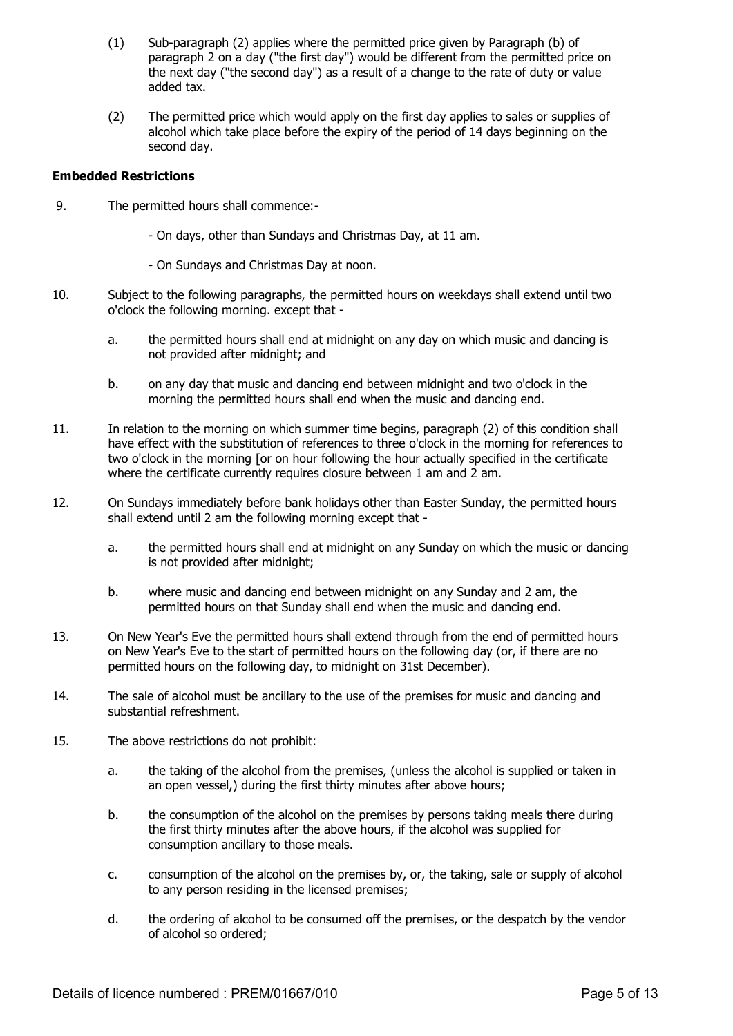(1) Sub-paragraph (2) applies where the permitted price given by Paragraph (b) of paragraph 2 on a day ("the first day") would be different from the permitted price on the next day ("the second day") as a result of a change to the rate of duty or value added tax.

(2) The permitted price which would apply on the first day applies to sales or supplies of alcohol which take place before the expiry of the period of 14 days beginning on the second day.

**Embedded Restrictions**

9. The permitted hours shall commence:-

   - On days, other than Sundays and Christmas Day, at 11 am.

   - On Sundays and Christmas Day at noon.

10. Subject to the following paragraphs, the permitted hours on weekdays shall extend until two o'clock the following morning. except that -

    a. the permitted hours shall end at midnight on any day on which music and dancing is not provided after midnight; and

    b. on any day that music and dancing end between midnight and two o'clock in the morning the permitted hours shall end when the music and dancing end.

11. In relation to the morning on which summer time begins, paragraph (2) of this condition shall have effect with the substitution of references to three o'clock in the morning for references to two o'clock in the morning [or on hour following the hour actually specified in the certificate where the certificate currently requires closure between 1 am and 2 am.

12. On Sundays immediately before bank holidays other than Easter Sunday, the permitted hours shall extend until 2 am the following morning except that -

    a. the permitted hours shall end at midnight on any Sunday on which the music or dancing is not provided after midnight;

    b. where music and dancing end between midnight on any Sunday and 2 am, the permitted hours on that Sunday shall end when the music and dancing end.

13. On New Year's Eve the permitted hours shall extend through from the end of permitted hours on New Year's Eve to the start of permitted hours on the following day (or, if there are no permitted hours on the following day, to midnight on 31st December).

14. The sale of alcohol must be ancillary to the use of the premises for music and dancing and substantial refreshment.

15. The above restrictions do not prohibit:

    a. the taking of the alcohol from the premises, (unless the alcohol is supplied or taken in an open vessel,) during the first thirty minutes after above hours;

    b. the consumption of the alcohol on the premises by persons taking meals there during the first thirty minutes after the above hours, if the alcohol was supplied for consumption ancillary to those meals.

    c. consumption of the alcohol on the premises by, or, the taking, sale or supply of alcohol to any person residing in the licensed premises;

    d. the ordering of alcohol to be consumed off the premises, or the despatch by the vendor of alcohol so ordered;

Details of licence numbered : PREM/01667/010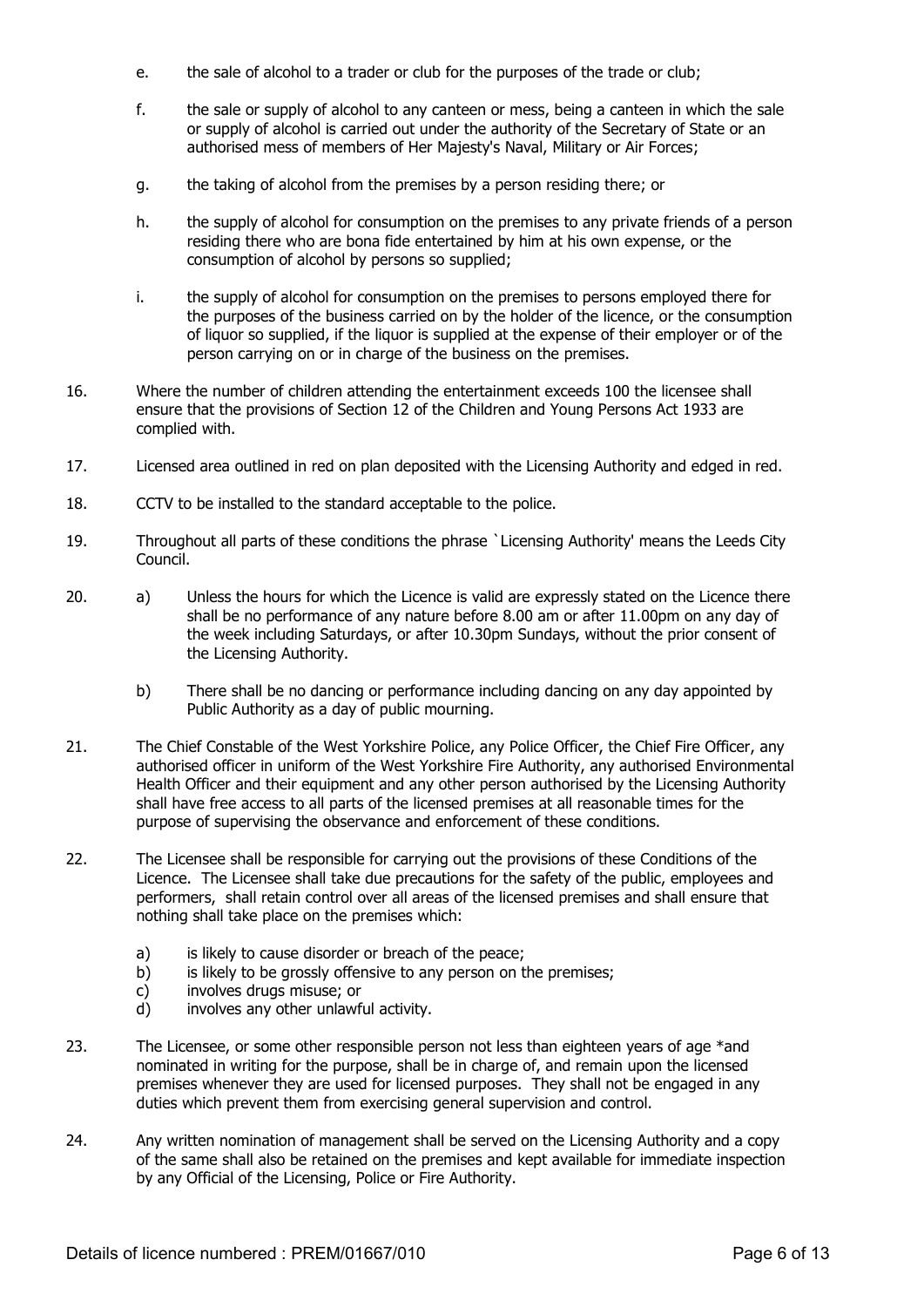e. the sale of alcohol to a trader or club for the purposes of the trade or club;

f. the sale or supply of alcohol to any canteen or mess, being a canteen in which the sale or supply of alcohol is carried out under the authority of the Secretary of State or an authorised mess of members of Her Majesty's Naval, Military or Air Forces;

g. the taking of alcohol from the premises by a person residing there; or

h. the supply of alcohol for consumption on the premises to any private friends of a person residing there who are bona fide entertained by him at his own expense, or the consumption of alcohol by persons so supplied;

i. the supply of alcohol for consumption on the premises to persons employed there for the purposes of the business carried on by the holder of the licence, or the consumption of liquor so supplied, if the liquor is supplied at the expense of their employer or of the person carrying on or in charge of the business on the premises.

16. Where the number of children attending the entertainment exceeds 100 the licensee shall ensure that the provisions of Section 12 of the Children and Young Persons Act 1933 are complied with.

17. Licensed area outlined in red on plan deposited with the Licensing Authority and edged in red.

18. CCTV to be installed to the standard acceptable to the police.

19. Throughout all parts of these conditions the phrase `Licensing Authority' means the Leeds City Council.

20. a) Unless the hours for which the Licence is valid are expressly stated on the Licence there shall be no performance of any nature before 8.00 am or after 11.00pm on any day of the week including Saturdays, or after 10.30pm Sundays, without the prior consent of the Licensing Authority.

    b) There shall be no dancing or performance including dancing on any day appointed by Public Authority as a day of public mourning.

21. The Chief Constable of the West Yorkshire Police, any Police Officer, the Chief Fire Officer, any authorised officer in uniform of the West Yorkshire Fire Authority, any authorised Environmental Health Officer and their equipment and any other person authorised by the Licensing Authority shall have free access to all parts of the licensed premises at all reasonable times for the purpose of supervising the observance and enforcement of these conditions.

22. The Licensee shall be responsible for carrying out the provisions of these Conditions of the Licence. The Licensee shall take due precautions for the safety of the public, employees and performers, shall retain control over all areas of the licensed premises and shall ensure that nothing shall take place on the premises which:

    a) is likely to cause disorder or breach of the peace;
    b) is likely to be grossly offensive to any person on the premises;
    c) involves drugs misuse; or
    d) involves any other unlawful activity.

23. The Licensee, or some other responsible person not less than eighteen years of age *and nominated in writing for the purpose, shall be in charge of, and remain upon the licensed premises whenever they are used for licensed purposes. They shall not be engaged in any duties which prevent them from exercising general supervision and control.

24. Any written nomination of management shall be served on the Licensing Authority and a copy of the same shall also be retained on the premises and kept available for immediate inspection by any Official of the Licensing, Police or Fire Authority.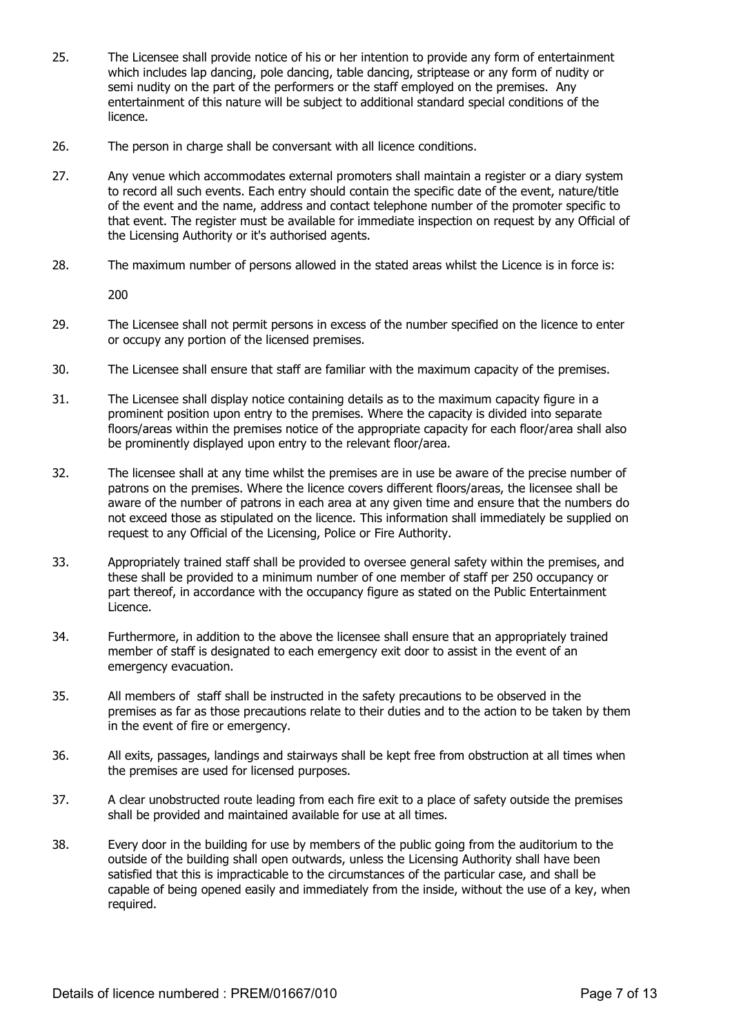25. The Licensee shall provide notice of his or her intention to provide any form of entertainment which includes lap dancing, pole dancing, table dancing, striptease or any form of nudity or semi nudity on the part of the performers or the staff employed on the premises. Any entertainment of this nature will be subject to additional standard special conditions of the licence.

26. The person in charge shall be conversant with all licence conditions.

27. Any venue which accommodates external promoters shall maintain a register or a diary system to record all such events. Each entry should contain the specific date of the event, nature/title of the event and the name, address and contact telephone number of the promoter specific to that event. The register must be available for immediate inspection on request by any Official of the Licensing Authority or it's authorised agents.

28. The maximum number of persons allowed in the stated areas whilst the Licence is in force is:

    200

29. The Licensee shall not permit persons in excess of the number specified on the licence to enter or occupy any portion of the licensed premises.

30. The Licensee shall ensure that staff are familiar with the maximum capacity of the premises.

31. The Licensee shall display notice containing details as to the maximum capacity figure in a prominent position upon entry to the premises. Where the capacity is divided into separate floors/areas within the premises notice of the appropriate capacity for each floor/area shall also be prominently displayed upon entry to the relevant floor/area.

32. The licensee shall at any time whilst the premises are in use be aware of the precise number of patrons on the premises. Where the licence covers different floors/areas, the licensee shall be aware of the number of patrons in each area at any given time and ensure that the numbers do not exceed those as stipulated on the licence. This information shall immediately be supplied on request to any Official of the Licensing, Police or Fire Authority.

33. Appropriately trained staff shall be provided to oversee general safety within the premises, and these shall be provided to a minimum number of one member of staff per 250 occupancy or part thereof, in accordance with the occupancy figure as stated on the Public Entertainment Licence.

34. Furthermore, in addition to the above the licensee shall ensure that an appropriately trained member of staff is designated to each emergency exit door to assist in the event of an emergency evacuation.

35. All members of staff shall be instructed in the safety precautions to be observed in the premises as far as those precautions relate to their duties and to the action to be taken by them in the event of fire or emergency.

36. All exits, passages, landings and stairways shall be kept free from obstruction at all times when the premises are used for licensed purposes.

37. A clear unobstructed route leading from each fire exit to a place of safety outside the premises shall be provided and maintained available for use at all times.

38. Every door in the building for use by members of the public going from the auditorium to the outside of the building shall open outwards, unless the Licensing Authority shall have been satisfied that this is impracticable to the circumstances of the particular case, and shall be capable of being opened easily and immediately from the inside, without the use of a key, when required.

Details of licence numbered : PREM/01667/010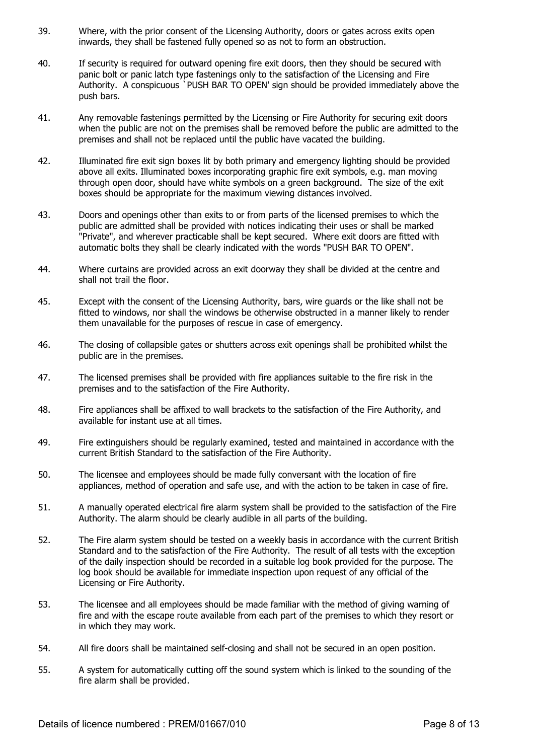39. Where, with the prior consent of the Licensing Authority, doors or gates across exits open inwards, they shall be fastened fully opened so as not to form an obstruction.

40. If security is required for outward opening fire exit doors, then they should be secured with panic bolt or panic latch type fastenings only to the satisfaction of the Licensing and Fire Authority. A conspicuous `PUSH BAR TO OPEN' sign should be provided immediately above the push bars.

41. Any removable fastenings permitted by the Licensing or Fire Authority for securing exit doors when the public are not on the premises shall be removed before the public are admitted to the premises and shall not be replaced until the public have vacated the building.

42. Illuminated fire exit sign boxes lit by both primary and emergency lighting should be provided above all exits. Illuminated boxes incorporating graphic fire exit symbols, e.g. man moving through open door, should have white symbols on a green background. The size of the exit boxes should be appropriate for the maximum viewing distances involved.

43. Doors and openings other than exits to or from parts of the licensed premises to which the public are admitted shall be provided with notices indicating their uses or shall be marked "Private", and wherever practicable shall be kept secured. Where exit doors are fitted with automatic bolts they shall be clearly indicated with the words "PUSH BAR TO OPEN".

44. Where curtains are provided across an exit doorway they shall be divided at the centre and shall not trail the floor.

45. Except with the consent of the Licensing Authority, bars, wire guards or the like shall not be fitted to windows, nor shall the windows be otherwise obstructed in a manner likely to render them unavailable for the purposes of rescue in case of emergency.

46. The closing of collapsible gates or shutters across exit openings shall be prohibited whilst the public are in the premises.

47. The licensed premises shall be provided with fire appliances suitable to the fire risk in the premises and to the satisfaction of the Fire Authority.

48. Fire appliances shall be affixed to wall brackets to the satisfaction of the Fire Authority, and available for instant use at all times.

49. Fire extinguishers should be regularly examined, tested and maintained in accordance with the current British Standard to the satisfaction of the Fire Authority.

50. The licensee and employees should be made fully conversant with the location of fire appliances, method of operation and safe use, and with the action to be taken in case of fire.

51. A manually operated electrical fire alarm system shall be provided to the satisfaction of the Fire Authority. The alarm should be clearly audible in all parts of the building.

52. The Fire alarm system should be tested on a weekly basis in accordance with the current British Standard and to the satisfaction of the Fire Authority. The result of all tests with the exception of the daily inspection should be recorded in a suitable log book provided for the purpose. The log book should be available for immediate inspection upon request of any official of the Licensing or Fire Authority.

53. The licensee and all employees should be made familiar with the method of giving warning of fire and with the escape route available from each part of the premises to which they resort or in which they may work.

54. All fire doors shall be maintained self-closing and shall not be secured in an open position.

55. A system for automatically cutting off the sound system which is linked to the sounding of the fire alarm shall be provided.

Details of licence numbered : PREM/01667/010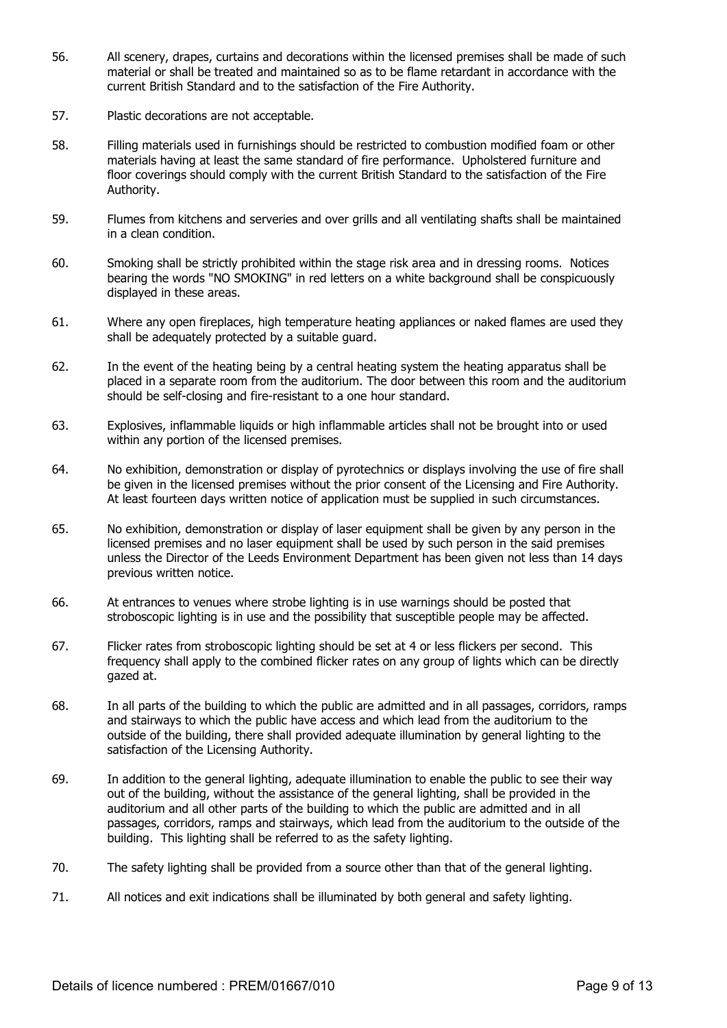56. All scenery, drapes, curtains and decorations within the licensed premises shall be made of such material or shall be treated and maintained so as to be flame retardant in accordance with the current British Standard and to the satisfaction of the Fire Authority.

57. Plastic decorations are not acceptable.

58. Filling materials used in furnishings should be restricted to combustion modified foam or other materials having at least the same standard of fire performance. Upholstered furniture and floor coverings should comply with the current British Standard to the satisfaction of the Fire Authority.

59. Flumes from kitchens and serveries and over grills and all ventilating shafts shall be maintained in a clean condition.

60. Smoking shall be strictly prohibited within the stage risk area and in dressing rooms. Notices bearing the words "NO SMOKING" in red letters on a white background shall be conspicuously displayed in these areas.

61. Where any open fireplaces, high temperature heating appliances or naked flames are used they shall be adequately protected by a suitable guard.

62. In the event of the heating being by a central heating system the heating apparatus shall be placed in a separate room from the auditorium. The door between this room and the auditorium should be self-closing and fire-resistant to a one hour standard.

63. Explosives, inflammable liquids or high inflammable articles shall not be brought into or used within any portion of the licensed premises.

64. No exhibition, demonstration or display of pyrotechnics or displays involving the use of fire shall be given in the licensed premises without the prior consent of the Licensing and Fire Authority. At least fourteen days written notice of application must be supplied in such circumstances.

65. No exhibition, demonstration or display of laser equipment shall be given by any person in the licensed premises and no laser equipment shall be used by such person in the said premises unless the Director of the Leeds Environment Department has been given not less than 14 days previous written notice.

66. At entrances to venues where strobe lighting is in use warnings should be posted that stroboscopic lighting is in use and the possibility that susceptible people may be affected.

67. Flicker rates from stroboscopic lighting should be set at 4 or less flickers per second. This frequency shall apply to the combined flicker rates on any group of lights which can be directly gazed at.

68. In all parts of the building to which the public are admitted and in all passages, corridors, ramps and stairways to which the public have access and which lead from the auditorium to the outside of the building, there shall provided adequate illumination by general lighting to the satisfaction of the Licensing Authority.

69. In addition to the general lighting, adequate illumination to enable the public to see their way out of the building, without the assistance of the general lighting, shall be provided in the auditorium and all other parts of the building to which the public are admitted and in all passages, corridors, ramps and stairways, which lead from the auditorium to the outside of the building. This lighting shall be referred to as the safety lighting.

70. The safety lighting shall be provided from a source other than that of the general lighting.

71. All notices and exit indications shall be illuminated by both general and safety lighting.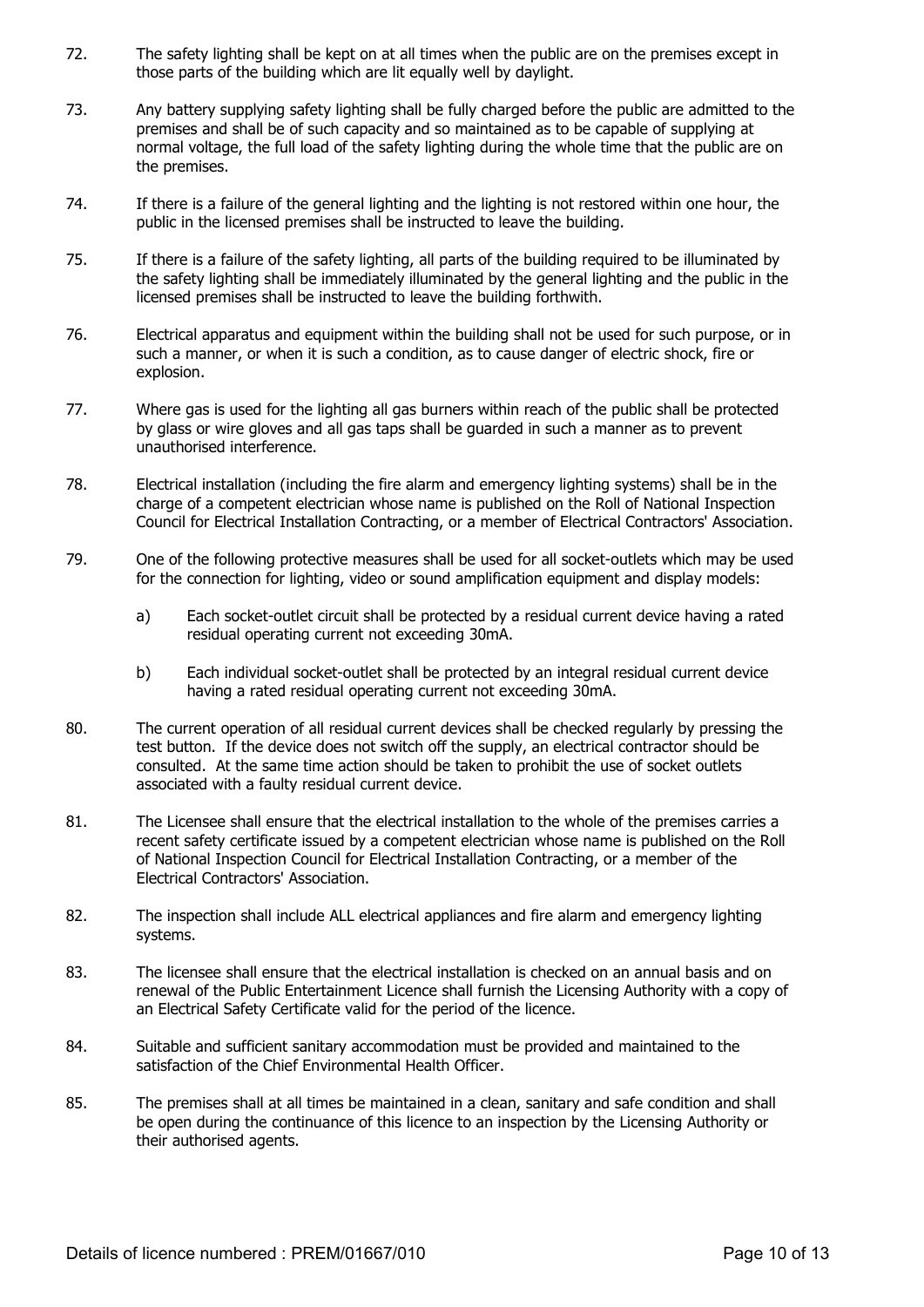72. The safety lighting shall be kept on at all times when the public are on the premises except in those parts of the building which are lit equally well by daylight.

73. Any battery supplying safety lighting shall be fully charged before the public are admitted to the premises and shall be of such capacity and so maintained as to be capable of supplying at normal voltage, the full load of the safety lighting during the whole time that the public are on the premises.

74. If there is a failure of the general lighting and the lighting is not restored within one hour, the public in the licensed premises shall be instructed to leave the building.

75. If there is a failure of the safety lighting, all parts of the building required to be illuminated by the safety lighting shall be immediately illuminated by the general lighting and the public in the licensed premises shall be instructed to leave the building forthwith.

76. Electrical apparatus and equipment within the building shall not be used for such purpose, or in such a manner, or when it is such a condition, as to cause danger of electric shock, fire or explosion.

77. Where gas is used for the lighting all gas burners within reach of the public shall be protected by glass or wire gloves and all gas taps shall be guarded in such a manner as to prevent unauthorised interference.

78. Electrical installation (including the fire alarm and emergency lighting systems) shall be in the charge of a competent electrician whose name is published on the Roll of National Inspection Council for Electrical Installation Contracting, or a member of Electrical Contractors' Association.

79. One of the following protective measures shall be used for all socket-outlets which may be used for the connection for lighting, video or sound amplification equipment and display models:

    a) Each socket-outlet circuit shall be protected by a residual current device having a rated residual operating current not exceeding 30mA.

    b) Each individual socket-outlet shall be protected by an integral residual current device having a rated residual operating current not exceeding 30mA.

80. The current operation of all residual current devices shall be checked regularly by pressing the test button. If the device does not switch off the supply, an electrical contractor should be consulted. At the same time action should be taken to prohibit the use of socket outlets associated with a faulty residual current device.

81. The Licensee shall ensure that the electrical installation to the whole of the premises carries a recent safety certificate issued by a competent electrician whose name is published on the Roll of National Inspection Council for Electrical Installation Contracting, or a member of the Electrical Contractors' Association.

82. The inspection shall include ALL electrical appliances and fire alarm and emergency lighting systems.

83. The licensee shall ensure that the electrical installation is checked on an annual basis and on renewal of the Public Entertainment Licence shall furnish the Licensing Authority with a copy of an Electrical Safety Certificate valid for the period of the licence.

84. Suitable and sufficient sanitary accommodation must be provided and maintained to the satisfaction of the Chief Environmental Health Officer.

85. The premises shall at all times be maintained in a clean, sanitary and safe condition and shall be open during the continuance of this licence to an inspection by the Licensing Authority or their authorised agents.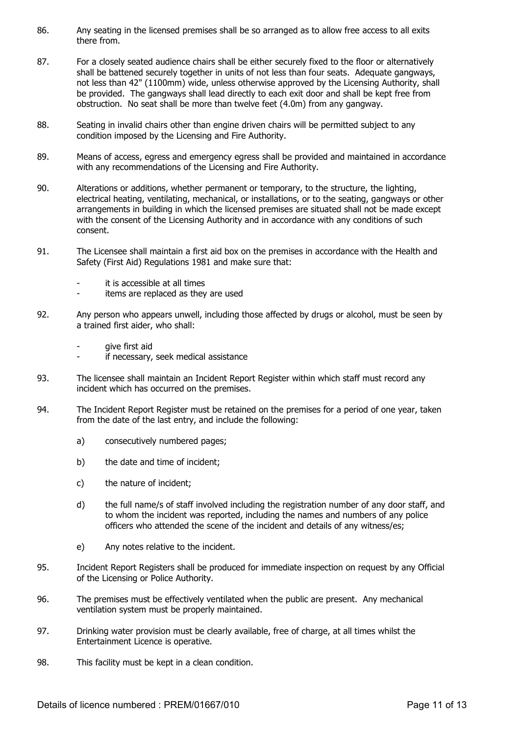86. Any seating in the licensed premises shall be so arranged as to allow free access to all exits there from.

87. For a closely seated audience chairs shall be either securely fixed to the floor or alternatively shall be battened securely together in units of not less than four seats. Adequate gangways, not less than 42" (1100mm) wide, unless otherwise approved by the Licensing Authority, shall be provided. The gangways shall lead directly to each exit door and shall be kept free from obstruction. No seat shall be more than twelve feet (4.0m) from any gangway.

88. Seating in invalid chairs other than engine driven chairs will be permitted subject to any condition imposed by the Licensing and Fire Authority.

89. Means of access, egress and emergency egress shall be provided and maintained in accordance with any recommendations of the Licensing and Fire Authority.

90. Alterations or additions, whether permanent or temporary, to the structure, the lighting, electrical heating, ventilating, mechanical, or installations, or to the seating, gangways or other arrangements in building in which the licensed premises are situated shall not be made except with the consent of the Licensing Authority and in accordance with any conditions of such consent.

91. The Licensee shall maintain a first aid box on the premises in accordance with the Health and Safety (First Aid) Regulations 1981 and make sure that:

    - it is accessible at all times
    - items are replaced as they are used

92. Any person who appears unwell, including those affected by drugs or alcohol, must be seen by a trained first aider, who shall:

    - give first aid
    - if necessary, seek medical assistance

93. The licensee shall maintain an Incident Report Register within which staff must record any incident which has occurred on the premises.

94. The Incident Report Register must be retained on the premises for a period of one year, taken from the date of the last entry, and include the following:

    a) consecutively numbered pages;

    b) the date and time of incident;

    c) the nature of incident;

    d) the full name/s of staff involved including the registration number of any door staff, and to whom the incident was reported, including the names and numbers of any police officers who attended the scene of the incident and details of any witness/es;

    e) Any notes relative to the incident.

95. Incident Report Registers shall be produced for immediate inspection on request by any Official of the Licensing or Police Authority.

96. The premises must be effectively ventilated when the public are present. Any mechanical ventilation system must be properly maintained.

97. Drinking water provision must be clearly available, free of charge, at all times whilst the Entertainment Licence is operative.

98. This facility must be kept in a clean condition.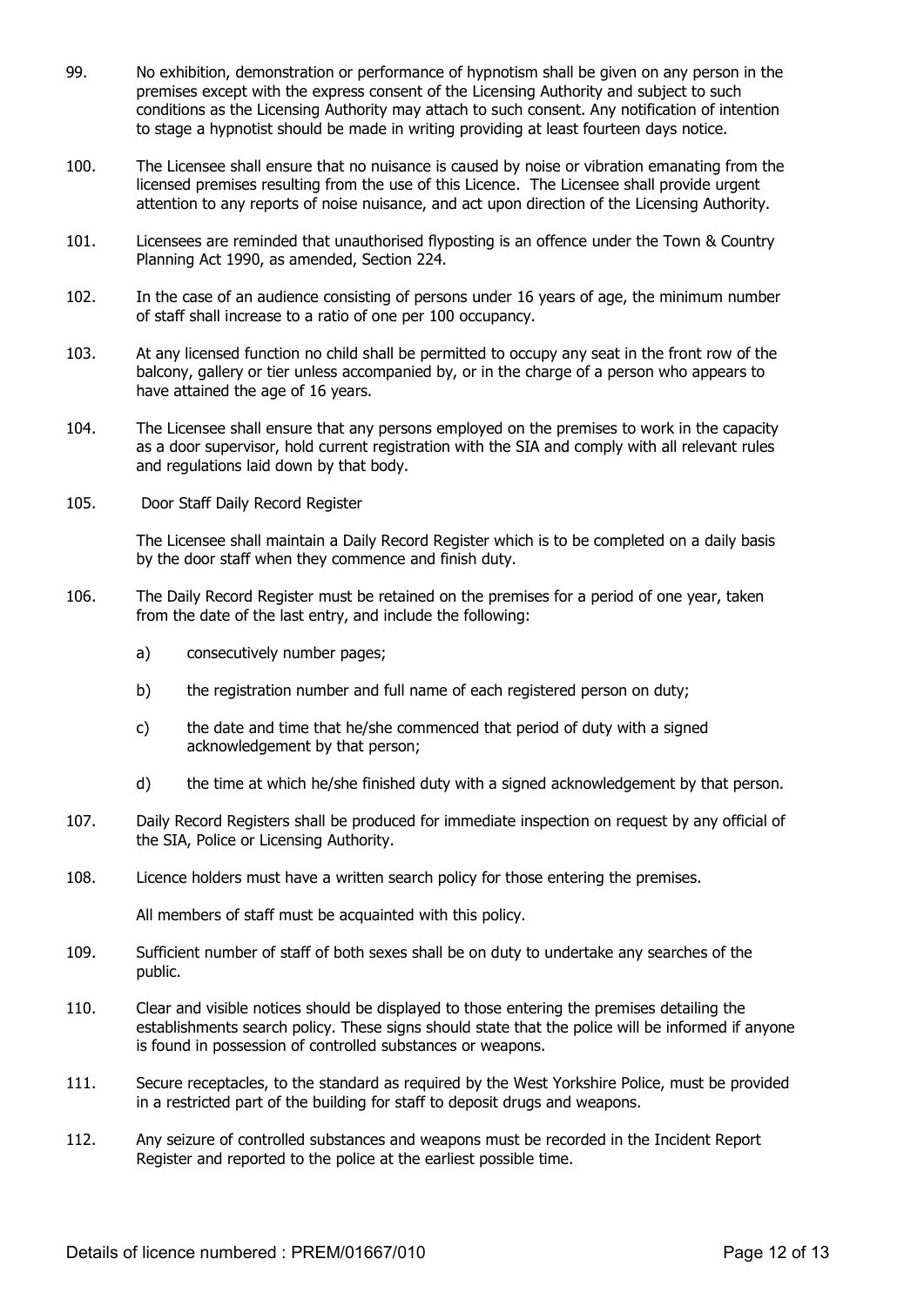99. No exhibition, demonstration or performance of hypnotism shall be given on any person in the premises except with the express consent of the Licensing Authority and subject to such conditions as the Licensing Authority may attach to such consent. Any notification of intention to stage a hypnotist should be made in writing providing at least fourteen days notice.

100. The Licensee shall ensure that no nuisance is caused by noise or vibration emanating from the licensed premises resulting from the use of this Licence. The Licensee shall provide urgent attention to any reports of noise nuisance, and act upon direction of the Licensing Authority.

101. Licensees are reminded that unauthorised flyposting is an offence under the Town & Country Planning Act 1990, as amended, Section 224.

102. In the case of an audience consisting of persons under 16 years of age, the minimum number of staff shall increase to a ratio of one per 100 occupancy.

103. At any licensed function no child shall be permitted to occupy any seat in the front row of the balcony, gallery or tier unless accompanied by, or in the charge of a person who appears to have attained the age of 16 years.

104. The Licensee shall ensure that any persons employed on the premises to work in the capacity as a door supervisor, hold current registration with the SIA and comply with all relevant rules and regulations laid down by that body.

105. Door Staff Daily Record Register

The Licensee shall maintain a Daily Record Register which is to be completed on a daily basis by the door staff when they commence and finish duty.

106. The Daily Record Register must be retained on the premises for a period of one year, taken from the date of the last entry, and include the following:

   a) consecutively number pages;

   b) the registration number and full name of each registered person on duty;

   c) the date and time that he/she commenced that period of duty with a signed acknowledgement by that person;

   d) the time at which he/she finished duty with a signed acknowledgement by that person.

107. Daily Record Registers shall be produced for immediate inspection on request by any official of the SIA, Police or Licensing Authority.

108. Licence holders must have a written search policy for those entering the premises.

All members of staff must be acquainted with this policy.

109. Sufficient number of staff of both sexes shall be on duty to undertake any searches of the public.

110. Clear and visible notices should be displayed to those entering the premises detailing the establishments search policy. These signs should state that the police will be informed if anyone is found in possession of controlled substances or weapons.

111. Secure receptacles, to the standard as required by the West Yorkshire Police, must be provided in a restricted part of the building for staff to deposit drugs and weapons.

112. Any seizure of controlled substances and weapons must be recorded in the Incident Report Register and reported to the police at the earliest possible time.

Details of licence numbered : PREM/01667/010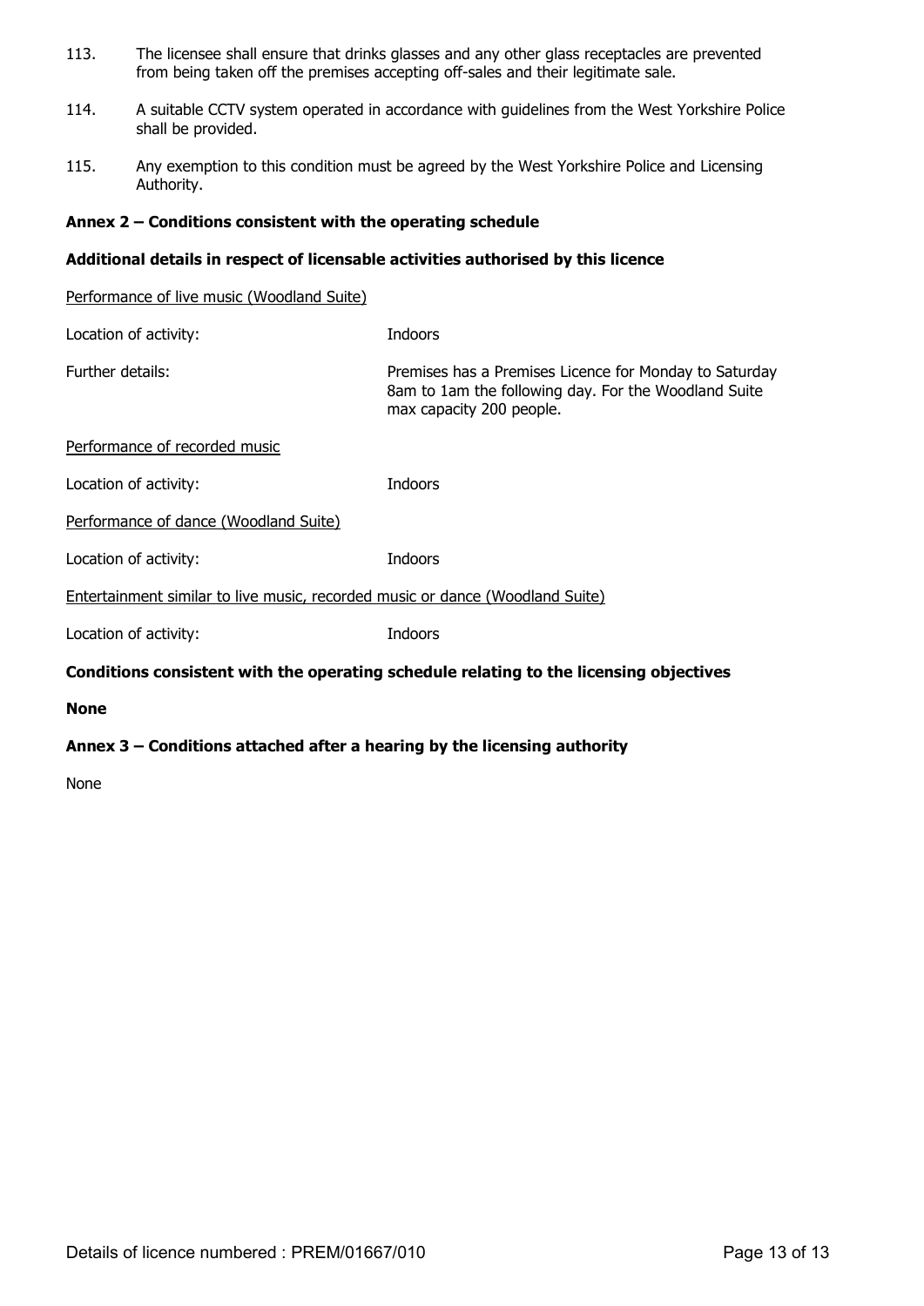113. The licensee shall ensure that drinks glasses and any other glass receptacles are prevented from being taken off the premises accepting off-sales and their legitimate sale.

114. A suitable CCTV system operated in accordance with guidelines from the West Yorkshire Police shall be provided.

115. Any exemption to this condition must be agreed by the West Yorkshire Police and Licensing Authority.

**Annex 2 – Conditions consistent with the operating schedule**

**Additional details in respect of licensable activities authorised by this licence**

Performance of live music (Woodland Suite)

| | |
|---|---|
| Location of activity: | Indoors |
| Further details: | Premises has a Premises Licence for Monday to Saturday 8am to 1am the following day. For the Woodland Suite max capacity 200 people. |

Performance of recorded music

| | |
|---|---|
| Location of activity: | Indoors |

Performance of dance (Woodland Suite)

| | |
|---|---|
| Location of activity: | Indoors |

Entertainment similar to live music, recorded music or dance (Woodland Suite)

| | |
|---|---|
| Location of activity: | Indoors |

**Conditions consistent with the operating schedule relating to the licensing objectives**

**None**

**Annex 3 – Conditions attached after a hearing by the licensing authority**

None

Details of licence numbered : PREM/01667/010